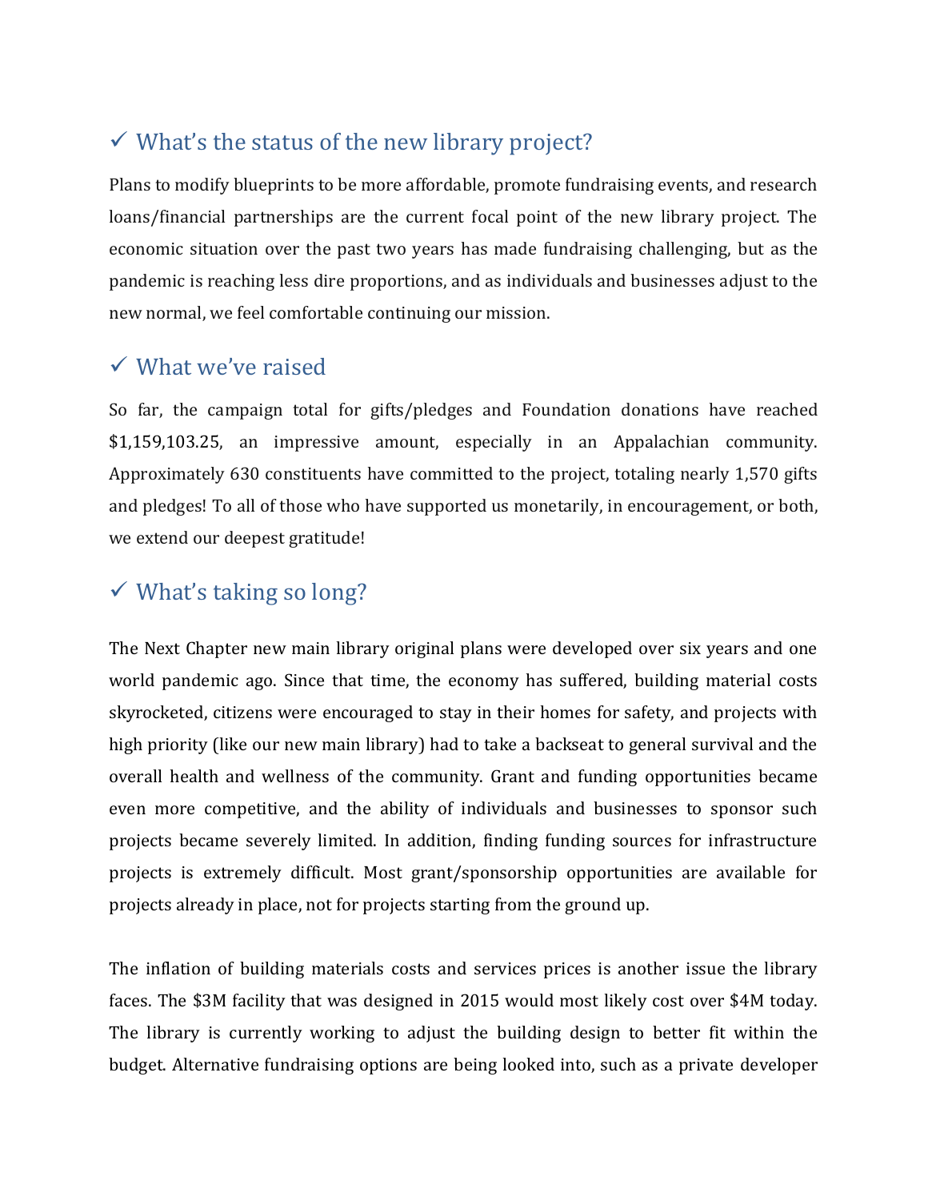## ✓ What's the status of the new library project?

Plans to modify blueprints to be more affordable, promote fundraising events, and research loans/financial partnerships are the current focal point of the new library project. The economic situation over the past two years has made fundraising challenging, but as the pandemic is reaching less dire proportions, and as individuals and businesses adjust to the new normal, we feel comfortable continuing our mission.

## ✓ What we've raised

So far, the campaign total for gifts/pledges and Foundation donations have reached $1,159,103.25, an impressive amount, especially in an Appalachian community. Approximately 630 constituents have committed to the project, totaling nearly 1,570 gifts and pledges! To all of those who have supported us monetarily, in encouragement, or both, we extend our deepest gratitude!

## ✓ What's taking so long?

The Next Chapter new main library original plans were developed over six years and one world pandemic ago. Since that time, the economy has suffered, building material costs skyrocketed, citizens were encouraged to stay in their homes for safety, and projects with high priority (like our new main library) had to take a backseat to general survival and the overall health and wellness of the community. Grant and funding opportunities became even more competitive, and the ability of individuals and businesses to sponsor such projects became severely limited. In addition, finding funding sources for infrastructure projects is extremely difficult. Most grant/sponsorship opportunities are available for projects already in place, not for projects starting from the ground up.

The inflation of building materials costs and services prices is another issue the library faces. The $3M facility that was designed in 2015 would most likely cost over $4M today. The library is currently working to adjust the building design to better fit within the budget. Alternative fundraising options are being looked into, such as a private developer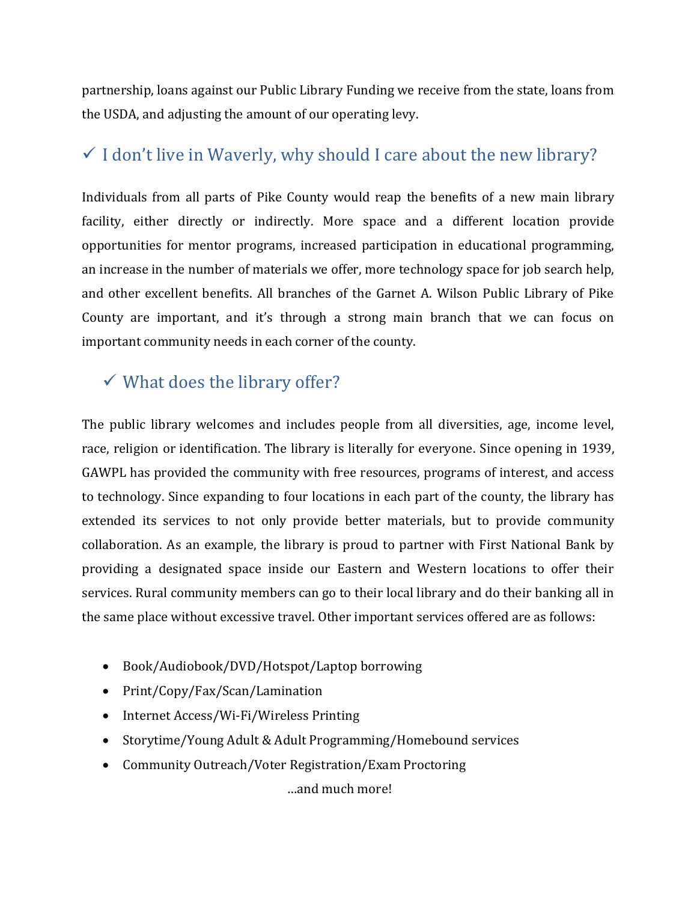partnership, loans against our Public Library Funding we receive from the state, loans from the USDA, and adjusting the amount of our operating levy.

## ✓ I don't live in Waverly, why should I care about the new library?

Individuals from all parts of Pike County would reap the benefits of a new main library facility, either directly or indirectly. More space and a different location provide opportunities for mentor programs, increased participation in educational programming, an increase in the number of materials we offer, more technology space for job search help, and other excellent benefits. All branches of the Garnet A. Wilson Public Library of Pike County are important, and it's through a strong main branch that we can focus on important community needs in each corner of the county.

## ✓ What does the library offer?

The public library welcomes and includes people from all diversities, age, income level, race, religion or identification. The library is literally for everyone. Since opening in 1939, GAWPL has provided the community with free resources, programs of interest, and access to technology. Since expanding to four locations in each part of the county, the library has extended its services to not only provide better materials, but to provide community collaboration. As an example, the library is proud to partner with First National Bank by providing a designated space inside our Eastern and Western locations to offer their services. Rural community members can go to their local library and do their banking all in the same place without excessive travel. Other important services offered are as follows:

- Book/Audiobook/DVD/Hotspot/Laptop borrowing
- Print/Copy/Fax/Scan/Lamination
- Internet Access/Wi-Fi/Wireless Printing
- Storytime/Young Adult & Adult Programming/Homebound services
- Community Outreach/Voter Registration/Exam Proctoring

…and much more!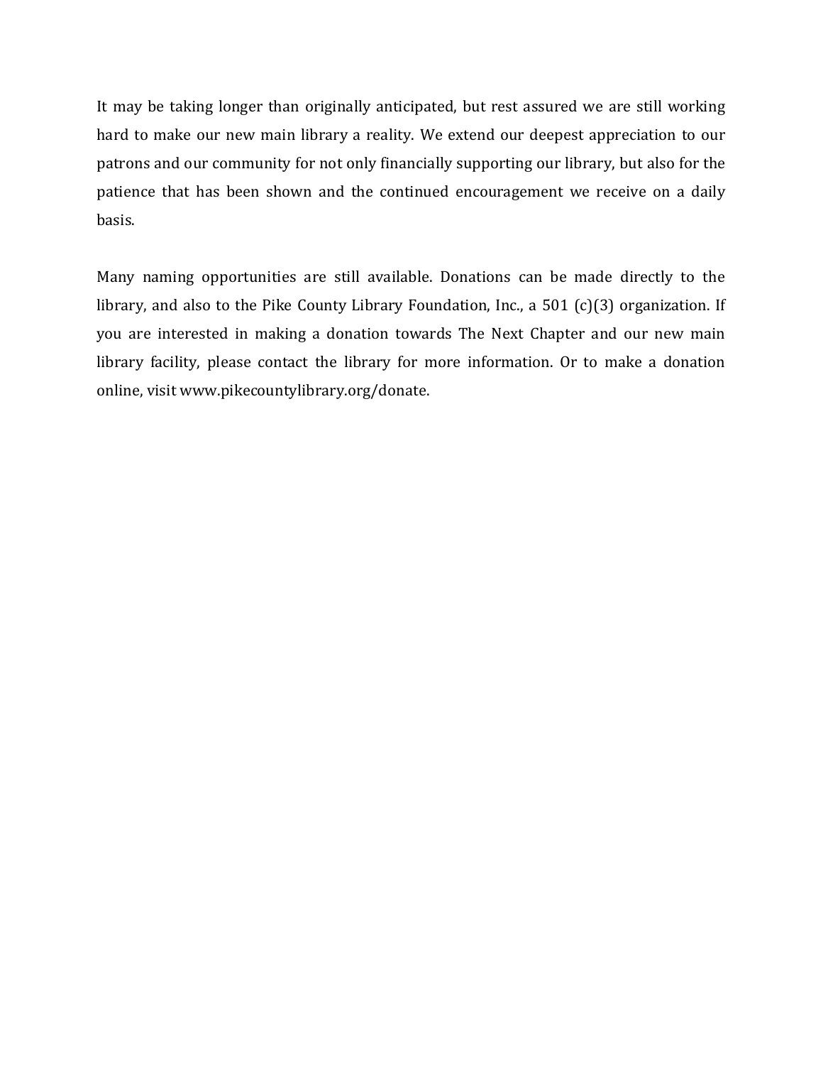It may be taking longer than originally anticipated, but rest assured we are still working hard to make our new main library a reality. We extend our deepest appreciation to our patrons and our community for not only financially supporting our library, but also for the patience that has been shown and the continued encouragement we receive on a daily basis.

Many naming opportunities are still available. Donations can be made directly to the library, and also to the Pike County Library Foundation, Inc., a 501 (c)(3) organization. If you are interested in making a donation towards The Next Chapter and our new main library facility, please contact the library for more information. Or to make a donation online, visit www.pikecountylibrary.org/donate.